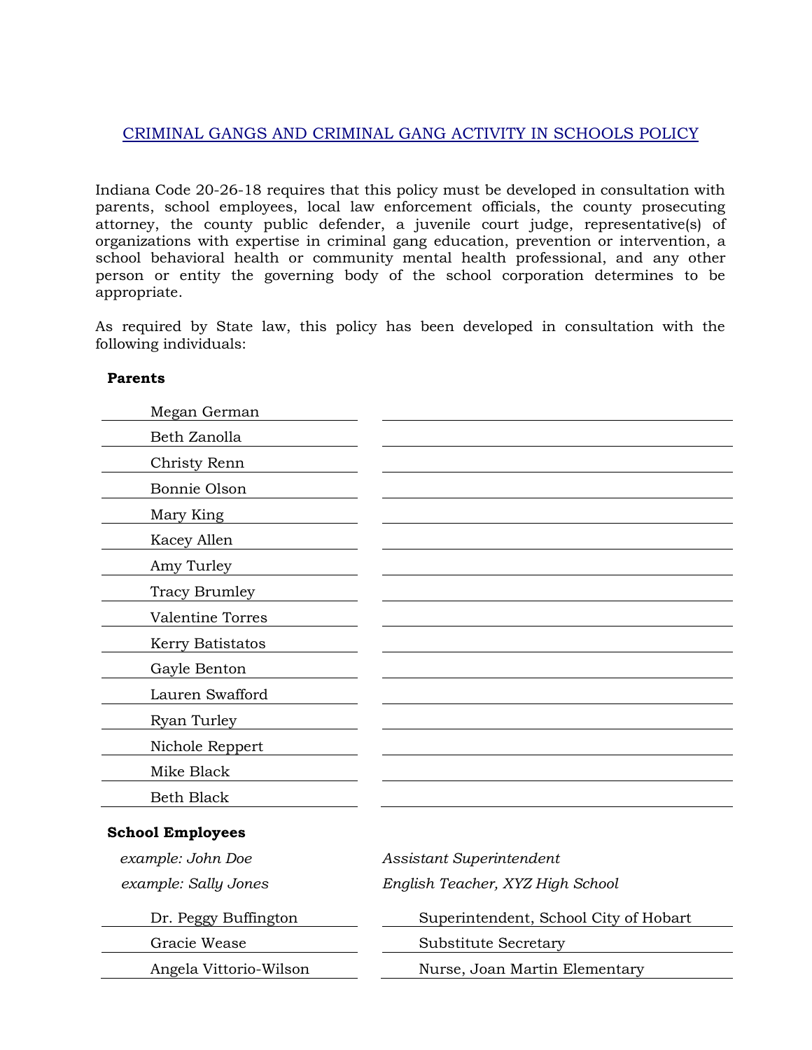# CRIMINAL GANGS AND CRIMINAL GANG ACTIVITY IN SCHOOLS POLICY

Indiana Code 20-26-18 requires that this policy must be developed in consultation with parents, school employees, local law enforcement officials, the county prosecuting attorney, the county public defender, a juvenile court judge, representative(s) of organizations with expertise in criminal gang education, prevention or intervention, a school behavioral health or community mental health professional, and any other person or entity the governing body of the school corporation determines to be appropriate.

As required by State law, this policy has been developed in consultation with the following individuals:

**Parents**

| | |
|---|---|
| Megan German | |
| Beth Zanolla | |
| Christy Renn | |
| Bonnie Olson | |
| Mary King | |
| Kacey Allen | |
| Amy Turley | |
| Tracy Brumley | |
| Valentine Torres | |
| Kerry Batistatos | |
| Gayle Benton | |
| Lauren Swafford | |
| Ryan Turley | |
| Nichole Reppert | |
| Mike Black | |
| Beth Black | |

**School Employees**

| | |
|---|---|
| *example: John Doe* | *Assistant Superintendent* |
| *example: Sally Jones* | *English Teacher, XYZ High School* |
| Dr. Peggy Buffington | Superintendent, School City of Hobart |
| Gracie Wease | Substitute Secretary |
| Angela Vittorio-Wilson | Nurse, Joan Martin Elementary |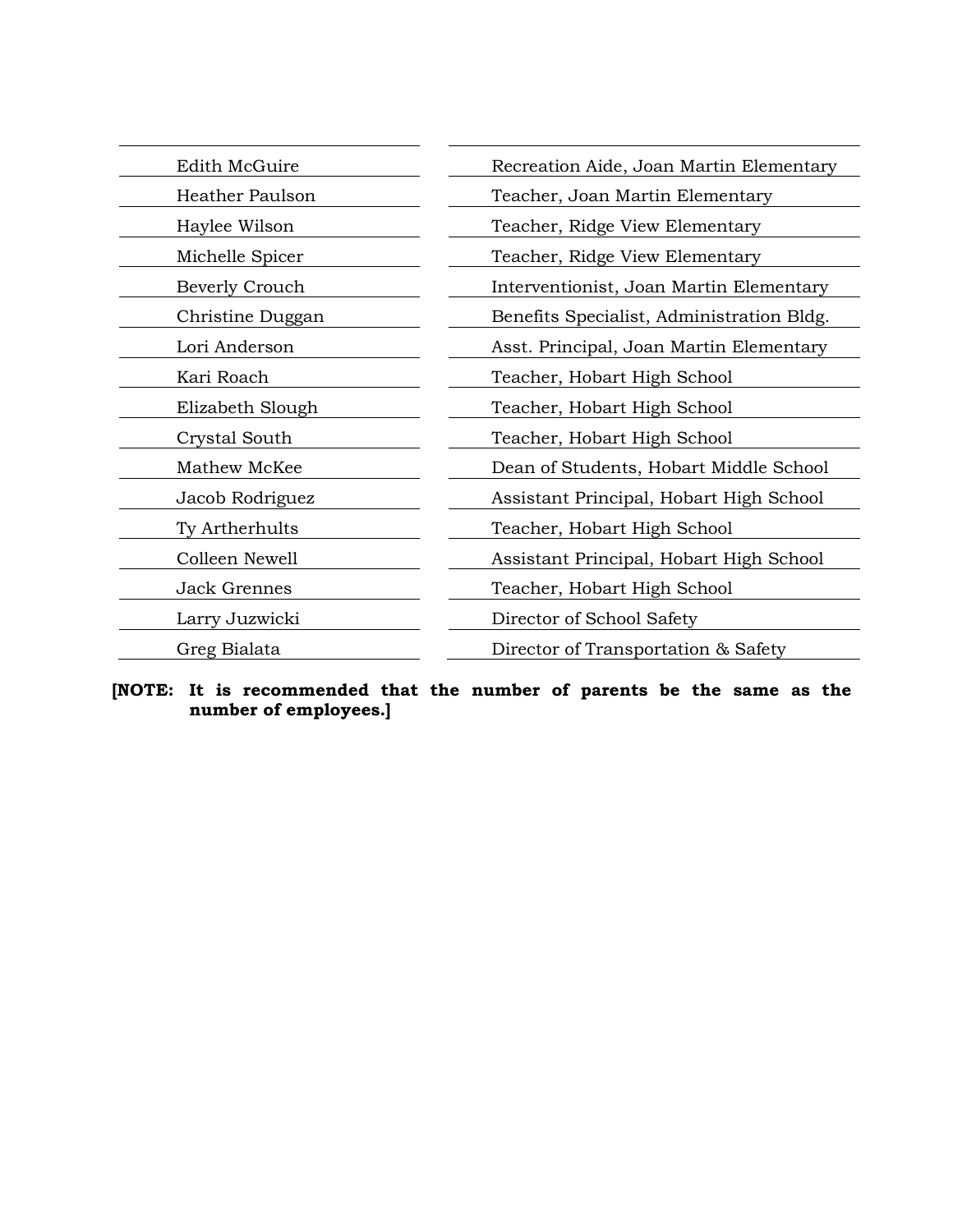| Name | Position |
| --- | --- |
| Edith McGuire | Recreation Aide, Joan Martin Elementary |
| Heather Paulson | Teacher, Joan Martin Elementary |
| Haylee Wilson | Teacher, Ridge View Elementary |
| Michelle Spicer | Teacher, Ridge View Elementary |
| Beverly Crouch | Interventionist, Joan Martin Elementary |
| Christine Duggan | Benefits Specialist, Administration Bldg. |
| Lori Anderson | Asst. Principal, Joan Martin Elementary |
| Kari Roach | Teacher, Hobart High School |
| Elizabeth Slough | Teacher, Hobart High School |
| Crystal South | Teacher, Hobart High School |
| Mathew McKee | Dean of Students, Hobart Middle School |
| Jacob Rodriguez | Assistant Principal, Hobart High School |
| Ty Artherhults | Teacher, Hobart High School |
| Colleen Newell | Assistant Principal, Hobart High School |
| Jack Grennes | Teacher, Hobart High School |
| Larry Juzwicki | Director of School Safety |
| Greg Bialata | Director of Transportation & Safety |

**[NOTE: It is recommended that the number of parents be the same as the number of employees.]**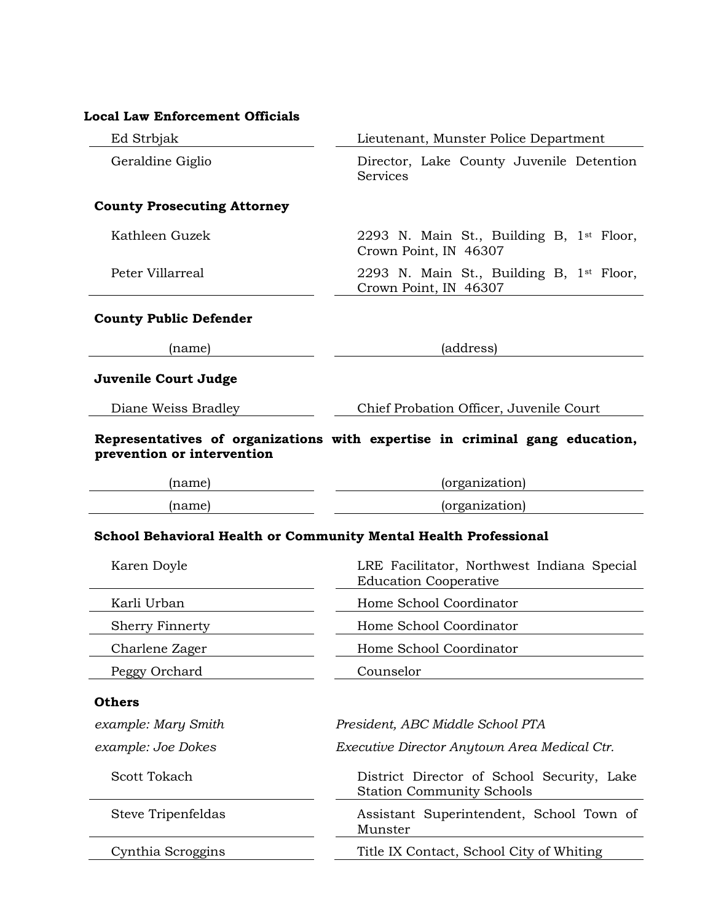**Local Law Enforcement Officials**

| | |
|---|---|
| Ed Strbjak | Lieutenant, Munster Police Department |
| Geraldine Giglio | Director, Lake County Juvenile Detention Services |

**County Prosecuting Attorney**

| | |
|---|---|
| Kathleen Guzek | 2293 N. Main St., Building B, 1st Floor, Crown Point, IN 46307 |
| Peter Villarreal | 2293 N. Main St., Building B, 1st Floor, Crown Point, IN 46307 |

**County Public Defender**

| | |
|---|---|
| (name) | (address) |

**Juvenile Court Judge**

| | |
|---|---|
| Diane Weiss Bradley | Chief Probation Officer, Juvenile Court |

**Representatives of organizations with expertise in criminal gang education, prevention or intervention**

| | |
|---|---|
| (name) | (organization) |
| (name) | (organization) |

**School Behavioral Health or Community Mental Health Professional**

| | |
|---|---|
| Karen Doyle | LRE Facilitator, Northwest Indiana Special Education Cooperative |
| Karli Urban | Home School Coordinator |
| Sherry Finnerty | Home School Coordinator |
| Charlene Zager | Home School Coordinator |
| Peggy Orchard | Counselor |

**Others**

| | |
|---|---|
| *example: Mary Smith* | *President, ABC Middle School PTA* |
| *example: Joe Dokes* | *Executive Director Anytown Area Medical Ctr.* |
| Scott Tokach | District Director of School Security, Lake Station Community Schools |
| Steve Tripenfeldas | Assistant Superintendent, School Town of Munster |
| Cynthia Scroggins | Title IX Contact, School City of Whiting |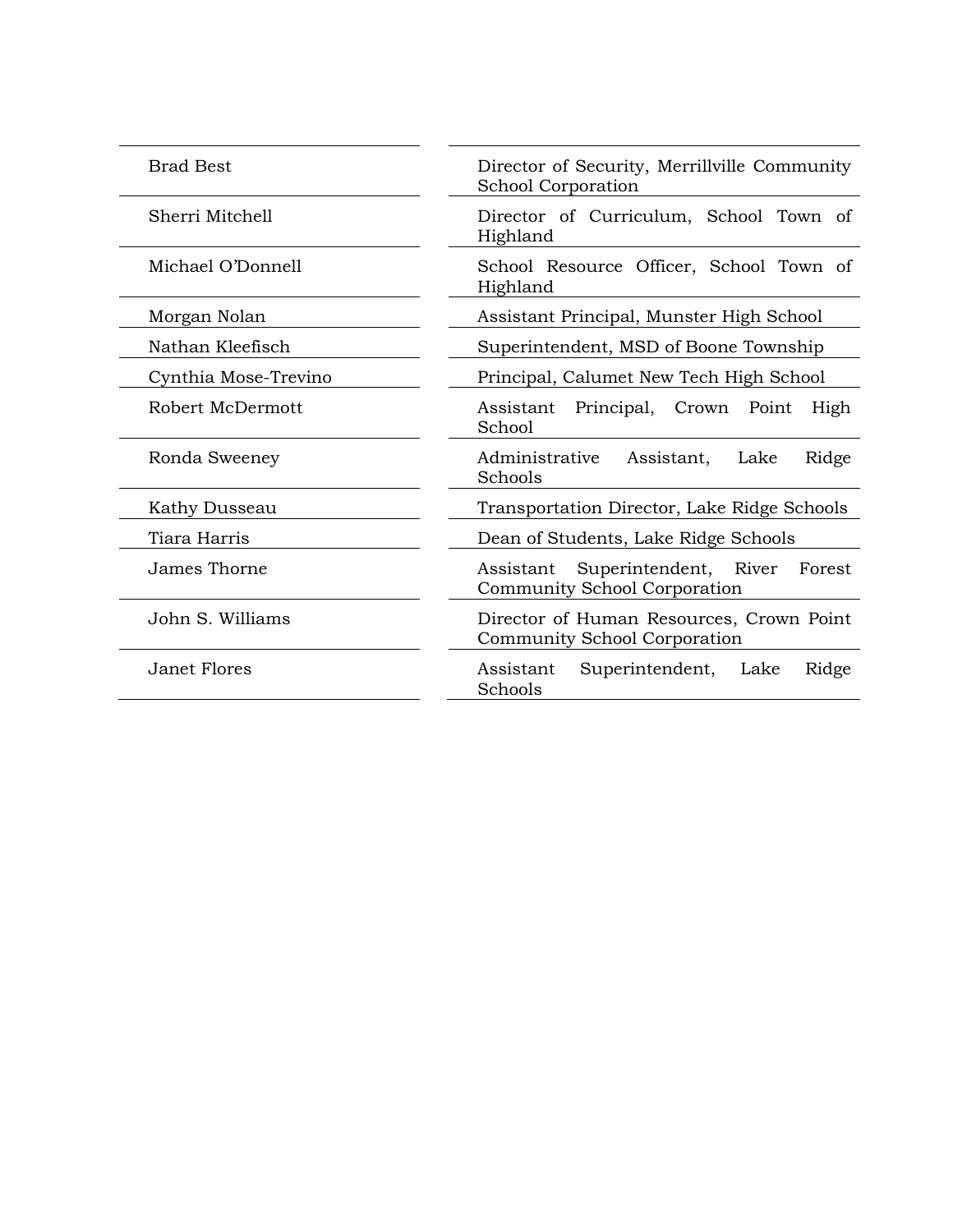| | |
|---|---|
| Brad Best | Director of Security, Merrillville Community School Corporation |
| Sherri Mitchell | Director of Curriculum, School Town of Highland |
| Michael O'Donnell | School Resource Officer, School Town of Highland |
| Morgan Nolan | Assistant Principal, Munster High School |
| Nathan Kleefisch | Superintendent, MSD of Boone Township |
| Cynthia Mose-Trevino | Principal, Calumet New Tech High School |
| Robert McDermott | Assistant Principal, Crown Point High School |
| Ronda Sweeney | Administrative Assistant, Lake Ridge Schools |
| Kathy Dusseau | Transportation Director, Lake Ridge Schools |
| Tiara Harris | Dean of Students, Lake Ridge Schools |
| James Thorne | Assistant Superintendent, River Forest Community School Corporation |
| John S. Williams | Director of Human Resources, Crown Point Community School Corporation |
| Janet Flores | Assistant Superintendent, Lake Ridge Schools |